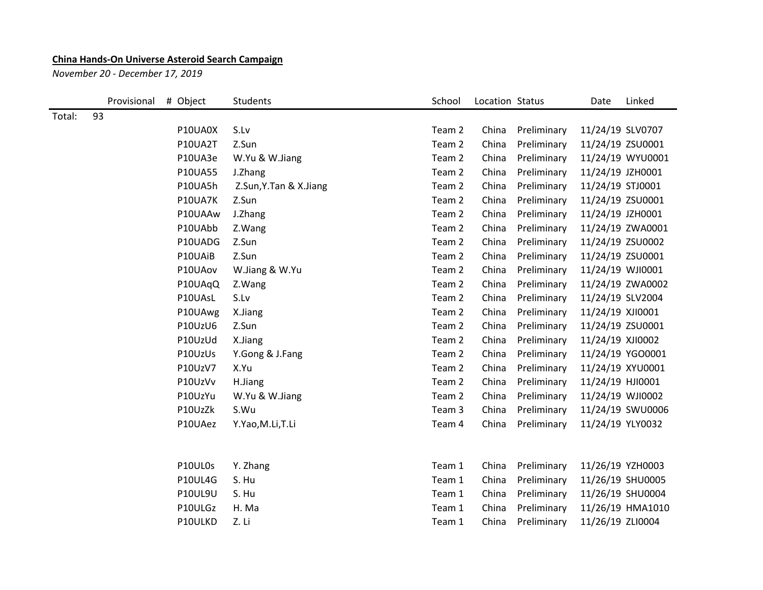**China Hands-On Universe Asteroid Search Campaign**

*November 20 - December 17, 2019*

| | Provisional | # Object | Students | School | Location | Status | Date | Linked |
|---|---|---|---|---|---|---|---|---|
| Total: | 93 | | | | | | | |
| | | P10UA0X | S.Lv | Team 2 | China | Preliminary | 11/24/19 | SLV0707 |
| | | P10UA2T | Z.Sun | Team 2 | China | Preliminary | 11/24/19 | ZSU0001 |
| | | P10UA3e | W.Yu & W.Jiang | Team 2 | China | Preliminary | 11/24/19 | WYU0001 |
| | | P10UA55 | J.Zhang | Team 2 | China | Preliminary | 11/24/19 | JZH0001 |
| | | P10UA5h | Z.Sun,Y.Tan & X.Jiang | Team 2 | China | Preliminary | 11/24/19 | STJ0001 |
| | | P10UA7K | Z.Sun | Team 2 | China | Preliminary | 11/24/19 | ZSU0001 |
| | | P10UAAw | J.Zhang | Team 2 | China | Preliminary | 11/24/19 | JZH0001 |
| | | P10UAbb | Z.Wang | Team 2 | China | Preliminary | 11/24/19 | ZWA0001 |
| | | P10UADG | Z.Sun | Team 2 | China | Preliminary | 11/24/19 | ZSU0002 |
| | | P10UAiB | Z.Sun | Team 2 | China | Preliminary | 11/24/19 | ZSU0001 |
| | | P10UAov | W.Jiang & W.Yu | Team 2 | China | Preliminary | 11/24/19 | WJI0001 |
| | | P10UAqQ | Z.Wang | Team 2 | China | Preliminary | 11/24/19 | ZWA0002 |
| | | P10UAsL | S.Lv | Team 2 | China | Preliminary | 11/24/19 | SLV2004 |
| | | P10UAwg | X.Jiang | Team 2 | China | Preliminary | 11/24/19 | XJI0001 |
| | | P10UzU6 | Z.Sun | Team 2 | China | Preliminary | 11/24/19 | ZSU0001 |
| | | P10UzUd | X.Jiang | Team 2 | China | Preliminary | 11/24/19 | XJI0002 |
| | | P10UzUs | Y.Gong & J.Fang | Team 2 | China | Preliminary | 11/24/19 | YGO0001 |
| | | P10UzV7 | X.Yu | Team 2 | China | Preliminary | 11/24/19 | XYU0001 |
| | | P10UzVv | H.Jiang | Team 2 | China | Preliminary | 11/24/19 | HJI0001 |
| | | P10UzYu | W.Yu & W.Jiang | Team 2 | China | Preliminary | 11/24/19 | WJI0002 |
| | | P10UzZk | S.Wu | Team 3 | China | Preliminary | 11/24/19 | SWU0006 |
| | | P10UAez | Y.Yao,M.Li,T.Li | Team 4 | China | Preliminary | 11/24/19 | YLY0032 |
| | | | | | | | | |
| | | P10UL0s | Y. Zhang | Team 1 | China | Preliminary | 11/26/19 | YZH0003 |
| | | P10UL4G | S. Hu | Team 1 | China | Preliminary | 11/26/19 | SHU0005 |
| | | P10UL9U | S. Hu | Team 1 | China | Preliminary | 11/26/19 | SHU0004 |
| | | P10ULGz | H. Ma | Team 1 | China | Preliminary | 11/26/19 | HMA1010 |
| | | P10ULKD | Z. Li | Team 1 | China | Preliminary | 11/26/19 | ZLI0004 |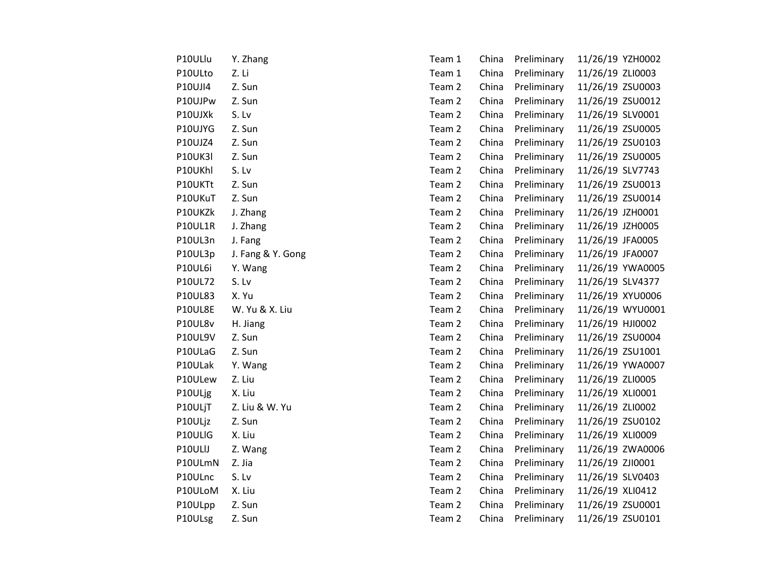| | | | | | | |
|---|---|---|---|---|---|---|
| P10ULlu | Y. Zhang | Team 1 | China | Preliminary | 11/26/19 | YZH0002 |
| P10ULto | Z. Li | Team 1 | China | Preliminary | 11/26/19 | ZLI0003 |
| P10UJI4 | Z. Sun | Team 2 | China | Preliminary | 11/26/19 | ZSU0003 |
| P10UJPw | Z. Sun | Team 2 | China | Preliminary | 11/26/19 | ZSU0012 |
| P10UJXk | S. Lv | Team 2 | China | Preliminary | 11/26/19 | SLV0001 |
| P10UJYG | Z. Sun | Team 2 | China | Preliminary | 11/26/19 | ZSU0005 |
| P10UJZ4 | Z. Sun | Team 2 | China | Preliminary | 11/26/19 | ZSU0103 |
| P10UK3l | Z. Sun | Team 2 | China | Preliminary | 11/26/19 | ZSU0005 |
| P10UKhl | S. Lv | Team 2 | China | Preliminary | 11/26/19 | SLV7743 |
| P10UKTt | Z. Sun | Team 2 | China | Preliminary | 11/26/19 | ZSU0013 |
| P10UKuT | Z. Sun | Team 2 | China | Preliminary | 11/26/19 | ZSU0014 |
| P10UKZk | J. Zhang | Team 2 | China | Preliminary | 11/26/19 | JZH0001 |
| P10UL1R | J. Zhang | Team 2 | China | Preliminary | 11/26/19 | JZH0005 |
| P10UL3n | J. Fang | Team 2 | China | Preliminary | 11/26/19 | JFA0005 |
| P10UL3p | J. Fang & Y. Gong | Team 2 | China | Preliminary | 11/26/19 | JFA0007 |
| P10UL6i | Y. Wang | Team 2 | China | Preliminary | 11/26/19 | YWA0005 |
| P10UL72 | S. Lv | Team 2 | China | Preliminary | 11/26/19 | SLV4377 |
| P10UL83 | X. Yu | Team 2 | China | Preliminary | 11/26/19 | XYU0006 |
| P10UL8E | W. Yu & X. Liu | Team 2 | China | Preliminary | 11/26/19 | WYU0001 |
| P10UL8v | H. Jiang | Team 2 | China | Preliminary | 11/26/19 | HJI0002 |
| P10UL9V | Z. Sun | Team 2 | China | Preliminary | 11/26/19 | ZSU0004 |
| P10ULaG | Z. Sun | Team 2 | China | Preliminary | 11/26/19 | ZSU1001 |
| P10ULak | Y. Wang | Team 2 | China | Preliminary | 11/26/19 | YWA0007 |
| P10ULew | Z. Liu | Team 2 | China | Preliminary | 11/26/19 | ZLI0005 |
| P10ULjg | X. Liu | Team 2 | China | Preliminary | 11/26/19 | XLI0001 |
| P10ULjT | Z. Liu & W. Yu | Team 2 | China | Preliminary | 11/26/19 | ZLI0002 |
| P10ULjz | Z. Sun | Team 2 | China | Preliminary | 11/26/19 | ZSU0102 |
| P10ULlG | X. Liu | Team 2 | China | Preliminary | 11/26/19 | XLI0009 |
| P10ULlJ | Z. Wang | Team 2 | China | Preliminary | 11/26/19 | ZWA0006 |
| P10ULmN | Z. Jia | Team 2 | China | Preliminary | 11/26/19 | ZJI0001 |
| P10ULnc | S. Lv | Team 2 | China | Preliminary | 11/26/19 | SLV0403 |
| P10ULoM | X. Liu | Team 2 | China | Preliminary | 11/26/19 | XLI0412 |
| P10ULpp | Z. Sun | Team 2 | China | Preliminary | 11/26/19 | ZSU0001 |
| P10ULsg | Z. Sun | Team 2 | China | Preliminary | 11/26/19 | ZSU0101 |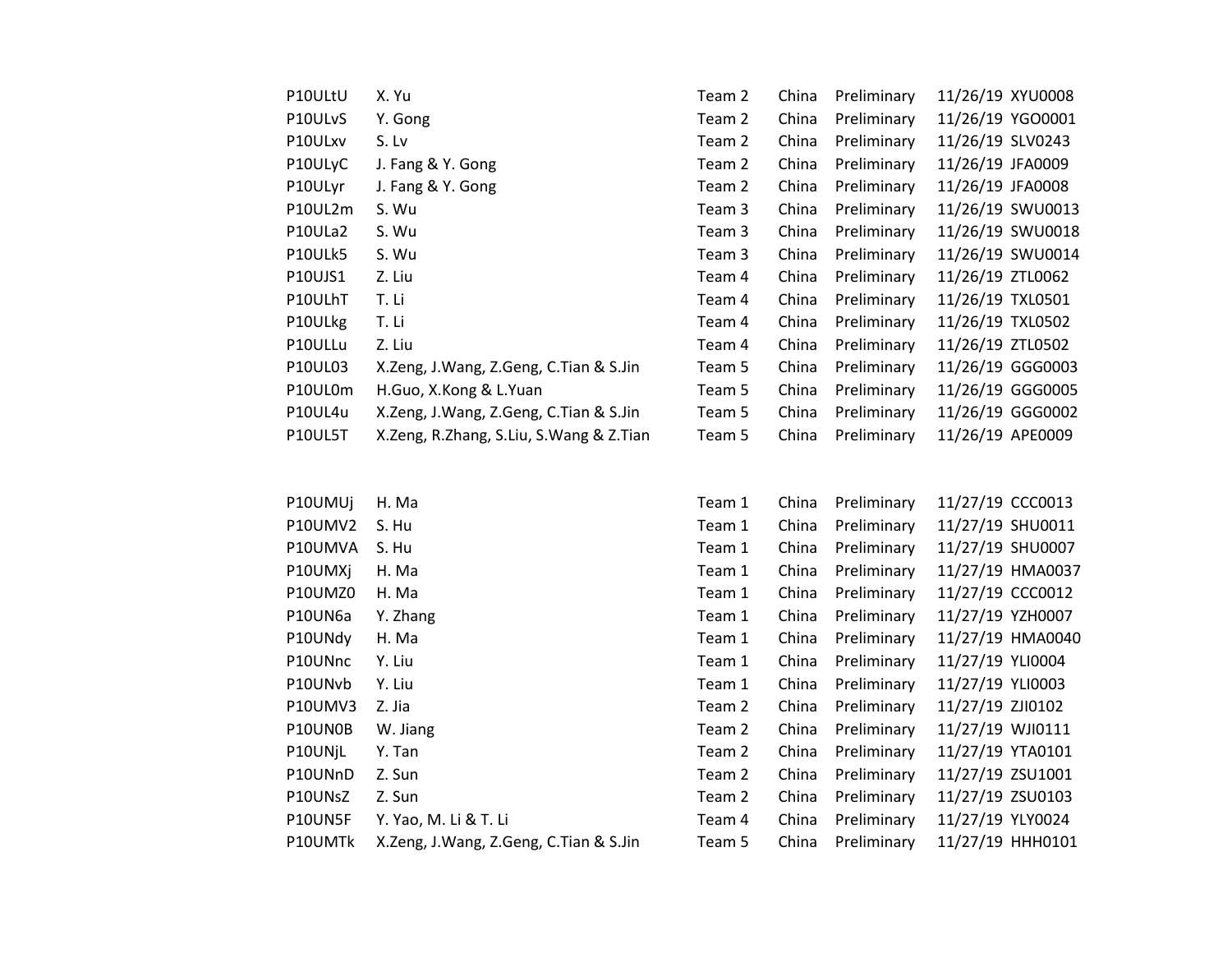| | | | | | | |
|---|---|---|---|---|---|---|
| P10ULtU | X. Yu | Team 2 | China | Preliminary | 11/26/19 | XYU0008 |
| P10ULvS | Y. Gong | Team 2 | China | Preliminary | 11/26/19 | YGO0001 |
| P10ULxv | S. Lv | Team 2 | China | Preliminary | 11/26/19 | SLV0243 |
| P10ULyC | J. Fang & Y. Gong | Team 2 | China | Preliminary | 11/26/19 | JFA0009 |
| P10ULyr | J. Fang & Y. Gong | Team 2 | China | Preliminary | 11/26/19 | JFA0008 |
| P10UL2m | S. Wu | Team 3 | China | Preliminary | 11/26/19 | SWU0013 |
| P10ULa2 | S. Wu | Team 3 | China | Preliminary | 11/26/19 | SWU0018 |
| P10ULk5 | S. Wu | Team 3 | China | Preliminary | 11/26/19 | SWU0014 |
| P10UJS1 | Z. Liu | Team 4 | China | Preliminary | 11/26/19 | ZTL0062 |
| P10ULhT | T. Li | Team 4 | China | Preliminary | 11/26/19 | TXL0501 |
| P10ULkg | T. Li | Team 4 | China | Preliminary | 11/26/19 | TXL0502 |
| P10ULLu | Z. Liu | Team 4 | China | Preliminary | 11/26/19 | ZTL0502 |
| P10UL03 | X.Zeng, J.Wang, Z.Geng, C.Tian & S.Jin | Team 5 | China | Preliminary | 11/26/19 | GGG0003 |
| P10UL0m | H.Guo, X.Kong & L.Yuan | Team 5 | China | Preliminary | 11/26/19 | GGG0005 |
| P10UL4u | X.Zeng, J.Wang, Z.Geng, C.Tian & S.Jin | Team 5 | China | Preliminary | 11/26/19 | GGG0002 |
| P10UL5T | X.Zeng, R.Zhang, S.Liu, S.Wang & Z.Tian | Team 5 | China | Preliminary | 11/26/19 | APE0009 |

| | | | | | | |
|---|---|---|---|---|---|---|
| P10UMUj | H. Ma | Team 1 | China | Preliminary | 11/27/19 | CCC0013 |
| P10UMV2 | S. Hu | Team 1 | China | Preliminary | 11/27/19 | SHU0011 |
| P10UMVA | S. Hu | Team 1 | China | Preliminary | 11/27/19 | SHU0007 |
| P10UMXj | H. Ma | Team 1 | China | Preliminary | 11/27/19 | HMA0037 |
| P10UMZ0 | H. Ma | Team 1 | China | Preliminary | 11/27/19 | CCC0012 |
| P10UN6a | Y. Zhang | Team 1 | China | Preliminary | 11/27/19 | YZH0007 |
| P10UNdy | H. Ma | Team 1 | China | Preliminary | 11/27/19 | HMA0040 |
| P10UNnc | Y. Liu | Team 1 | China | Preliminary | 11/27/19 | YLI0004 |
| P10UNvb | Y. Liu | Team 1 | China | Preliminary | 11/27/19 | YLI0003 |
| P10UMV3 | Z. Jia | Team 2 | China | Preliminary | 11/27/19 | ZJI0102 |
| P10UN0B | W. Jiang | Team 2 | China | Preliminary | 11/27/19 | WJI0111 |
| P10UNjL | Y. Tan | Team 2 | China | Preliminary | 11/27/19 | YTA0101 |
| P10UNnD | Z. Sun | Team 2 | China | Preliminary | 11/27/19 | ZSU1001 |
| P10UNsZ | Z. Sun | Team 2 | China | Preliminary | 11/27/19 | ZSU0103 |
| P10UN5F | Y. Yao, M. Li & T. Li | Team 4 | China | Preliminary | 11/27/19 | YLY0024 |
| P10UMTk | X.Zeng, J.Wang, Z.Geng, C.Tian & S.Jin | Team 5 | China | Preliminary | 11/27/19 | HHH0101 |